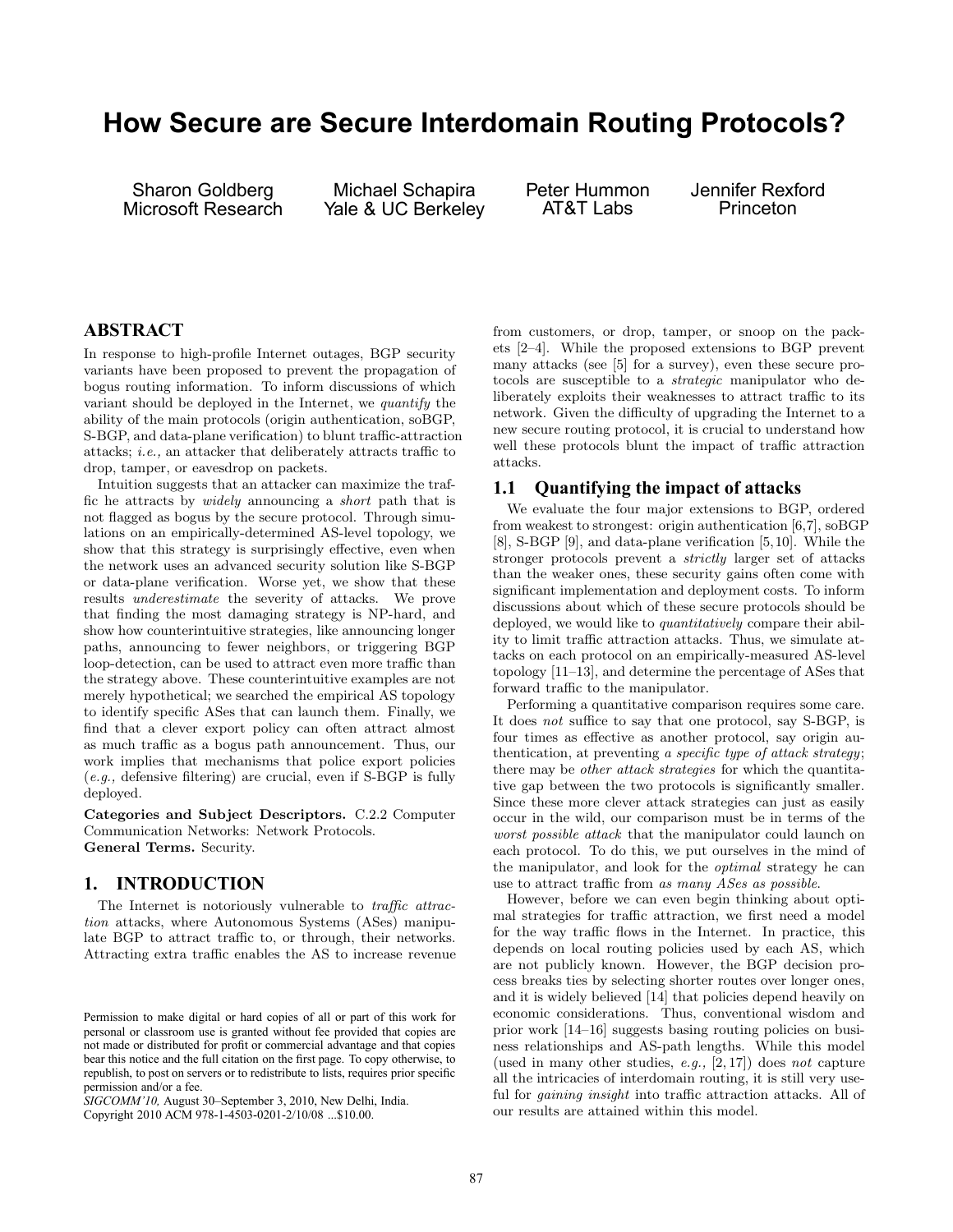# How Secure are Secure Interdomain Routing Protocols?

Sharon Goldberg
Microsoft Research

Michael Schapira
Yale & UC Berkeley

Peter Hummon
AT&T Labs

Jennifer Rexford
Princeton

## ABSTRACT

In response to high-profile Internet outages, BGP security variants have been proposed to prevent the propagation of bogus routing information. To inform discussions of which variant should be deployed in the Internet, we *quantify* the ability of the main protocols (origin authentication, soBGP, S-BGP, and data-plane verification) to blunt traffic-attraction attacks; *i.e.,* an attacker that deliberately attracts traffic to drop, tamper, or eavesdrop on packets.

Intuition suggests that an attacker can maximize the traffic he attracts by *widely* announcing a *short* path that is not flagged as bogus by the secure protocol. Through simulations on an empirically-determined AS-level topology, we show that this strategy is surprisingly effective, even when the network uses an advanced security solution like S-BGP or data-plane verification. Worse yet, we show that these results *underestimate* the severity of attacks. We prove that finding the most damaging strategy is NP-hard, and show how counterintuitive strategies, like announcing longer paths, announcing to fewer neighbors, or triggering BGP loop-detection, can be used to attract even more traffic than the strategy above. These counterintuitive examples are not merely hypothetical; we searched the empirical AS topology to identify specific ASes that can launch them. Finally, we find that a clever export policy can often attract almost as much traffic as a bogus path announcement. Thus, our work implies that mechanisms that police export policies (*e.g.,* defensive filtering) are crucial, even if S-BGP is fully deployed.

**Categories and Subject Descriptors.** C.2.2 Computer Communication Networks: Network Protocols.
**General Terms.** Security.

## 1. INTRODUCTION

The Internet is notoriously vulnerable to *traffic attraction* attacks, where Autonomous Systems (ASes) manipulate BGP to attract traffic to, or through, their networks. Attracting extra traffic enables the AS to increase revenue from customers, or drop, tamper, or snoop on the packets [2–4]. While the proposed extensions to BGP prevent many attacks (see [5] for a survey), even these secure protocols are susceptible to a *strategic* manipulator who deliberately exploits their weaknesses to attract traffic to its network. Given the difficulty of upgrading the Internet to a new secure routing protocol, it is crucial to understand how well these protocols blunt the impact of traffic attraction attacks.

### 1.1 Quantifying the impact of attacks

We evaluate the four major extensions to BGP, ordered from weakest to strongest: origin authentication [6,7], soBGP [8], S-BGP [9], and data-plane verification [5,10]. While the stronger protocols prevent a *strictly* larger set of attacks than the weaker ones, these security gains often come with significant implementation and deployment costs. To inform discussions about which of these secure protocols should be deployed, we would like to *quantitatively* compare their ability to limit traffic attraction attacks. Thus, we simulate attacks on each protocol on an empirically-measured AS-level topology [11–13], and determine the percentage of ASes that forward traffic to the manipulator.

Performing a quantitative comparison requires some care. It does *not* suffice to say that one protocol, say S-BGP, is four times as effective as another protocol, say origin authentication, at preventing *a specific type of attack strategy*; there may be *other attack strategies* for which the quantitative gap between the two protocols is significantly smaller. Since these more clever attack strategies can just as easily occur in the wild, our comparison must be in terms of the *worst possible attack* that the manipulator could launch on each protocol. To do this, we put ourselves in the mind of the manipulator, and look for the *optimal* strategy he can use to attract traffic from *as many ASes as possible*.

However, before we can even begin thinking about optimal strategies for traffic attraction, we first need a model for the way traffic flows in the Internet. In practice, this depends on local routing policies used by each AS, which are not publicly known. However, the BGP decision process breaks ties by selecting shorter routes over longer ones, and it is widely believed [14] that policies depend heavily on economic considerations. Thus, conventional wisdom and prior work [14–16] suggests basing routing policies on business relationships and AS-path lengths. While this model (used in many other studies, *e.g.,* [2, 17]) does *not* capture all the intricacies of interdomain routing, it is still very useful for *gaining insight* into traffic attraction attacks. All of our results are attained within this model.

Permission to make digital or hard copies of all or part of this work for personal or classroom use is granted without fee provided that copies are not made or distributed for profit or commercial advantage and that copies bear this notice and the full citation on the first page. To copy otherwise, to republish, to post on servers or to redistribute to lists, requires prior specific permission and/or a fee.
*SIGCOMM'10,* August 30–September 3, 2010, New Delhi, India.
Copyright 2010 ACM 978-1-4503-0201-2/10/08 ...$10.00.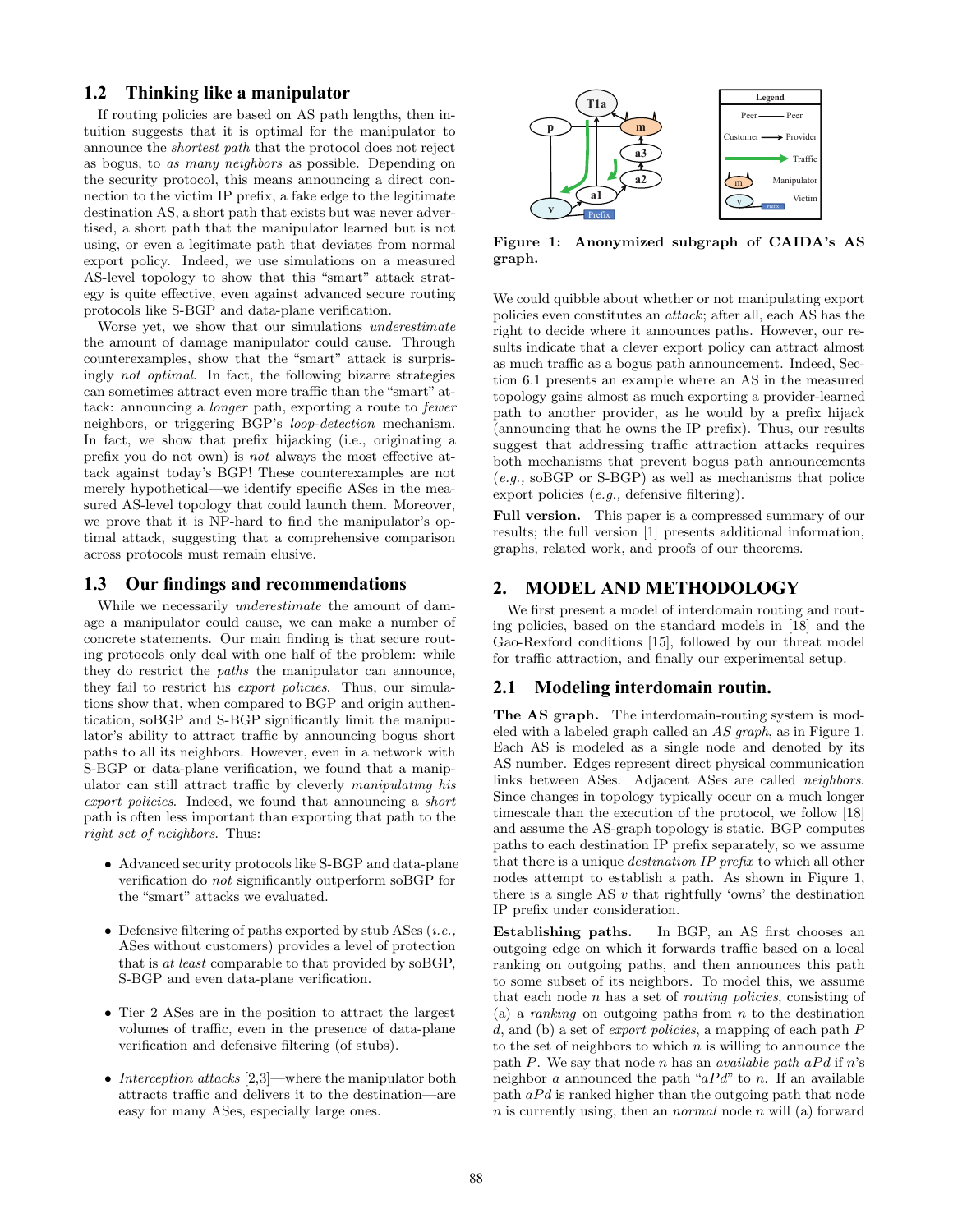## 1.2 Thinking like a manipulator

If routing policies are based on AS path lengths, then intuition suggests that it is optimal for the manipulator to announce the *shortest path* that the protocol does not reject as bogus, to *as many neighbors* as possible. Depending on the security protocol, this means announcing a direct connection to the victim IP prefix, a fake edge to the legitimate destination AS, a short path that exists but was never advertised, a short path that the manipulator learned but is not using, or even a legitimate path that deviates from normal export policy. Indeed, we use simulations on a measured AS-level topology to show that this "smart" attack strategy is quite effective, even against advanced secure routing protocols like S-BGP and data-plane verification.

Worse yet, we show that our simulations *underestimate* the amount of damage manipulator could cause. Through counterexamples, show that the "smart" attack is surprisingly *not optimal*. In fact, the following bizarre strategies can sometimes attract even more traffic than the "smart" attack: announcing a *longer* path, exporting a route to *fewer* neighbors, or triggering BGP's *loop-detection* mechanism. In fact, we show that prefix hijacking (i.e., originating a prefix you do not own) is *not* always the most effective attack against today's BGP! These counterexamples are not merely hypothetical—we identify specific ASes in the measured AS-level topology that could launch them. Moreover, we prove that it is NP-hard to find the manipulator's optimal attack, suggesting that a comprehensive comparison across protocols must remain elusive.

## 1.3 Our findings and recommendations

While we necessarily *underestimate* the amount of damage a manipulator could cause, we can make a number of concrete statements. Our main finding is that secure routing protocols only deal with one half of the problem: while they do restrict the *paths* the manipulator can announce, they fail to restrict his *export policies*. Thus, our simulations show that, when compared to BGP and origin authentication, soBGP and S-BGP significantly limit the manipulator's ability to attract traffic by announcing bogus short paths to all its neighbors. However, even in a network with S-BGP or data-plane verification, we found that a manipulator can still attract traffic by cleverly *manipulating his export policies*. Indeed, we found that announcing a *short* path is often less important than exporting that path to the *right set of neighbors*. Thus:

- Advanced security protocols like S-BGP and data-plane verification do *not* significantly outperform soBGP for the "smart" attacks we evaluated.
- Defensive filtering of paths exported by stub ASes (*i.e.,* ASes without customers) provides a level of protection that is *at least* comparable to that provided by soBGP, S-BGP and even data-plane verification.
- Tier 2 ASes are in the position to attract the largest volumes of traffic, even in the presence of data-plane verification and defensive filtering (of stubs).
- *Interception attacks* [2,3]—where the manipulator both attracts traffic and delivers it to the destination—are easy for many ASes, especially large ones.

Figure 1: Anonymized subgraph of CAIDA's AS graph.

We could quibble about whether or not manipulating export policies even constitutes an *attack*; after all, each AS has the right to decide where it announces paths. However, our results indicate that a clever export policy can attract almost as much traffic as a bogus path announcement. Indeed, Section 6.1 presents an example where an AS in the measured topology gains almost as much exporting a provider-learned path to another provider, as he would by a prefix hijack (announcing that he owns the IP prefix). Thus, our results suggest that addressing traffic attraction attacks requires both mechanisms that prevent bogus path announcements (*e.g.,* soBGP or S-BGP) as well as mechanisms that police export policies (*e.g.,* defensive filtering).

**Full version.** This paper is a compressed summary of our results; the full version [1] presents additional information, graphs, related work, and proofs of our theorems.

# 2. MODEL AND METHODOLOGY

We first present a model of interdomain routing and routing policies, based on the standard models in [18] and the Gao-Rexford conditions [15], followed by our threat model for traffic attraction, and finally our experimental setup.

## 2.1 Modeling interdomain routin.

**The AS graph.** The interdomain-routing system is modeled with a labeled graph called an *AS graph*, as in Figure 1. Each AS is modeled as a single node and denoted by its AS number. Edges represent direct physical communication links between ASes. Adjacent ASes are called *neighbors*. Since changes in topology typically occur on a much longer timescale than the execution of the protocol, we follow [18] and assume the AS-graph topology is static. BGP computes paths to each destination IP prefix separately, so we assume that there is a unique *destination IP prefix* to which all other nodes attempt to establish a path. As shown in Figure 1, there is a single AS $v$ that rightfully 'owns' the destination IP prefix under consideration.

**Establishing paths.** In BGP, an AS first chooses an outgoing edge on which it forwards traffic based on a local ranking on outgoing paths, and then announces this path to some subset of its neighbors. To model this, we assume that each node $n$ has a set of *routing policies*, consisting of (a) a *ranking* on outgoing paths from $n$ to the destination $d$, and (b) a set of *export policies*, a mapping of each path $P$ to the set of neighbors to which $n$ is willing to announce the path $P$. We say that node $n$ has an *available path* $aPd$ if $n$'s neighbor $a$ announced the path "$aPd$" to $n$. If an available path $aPd$ is ranked higher than the outgoing path that node $n$ is currently using, then an *normal* node $n$ will (a) forward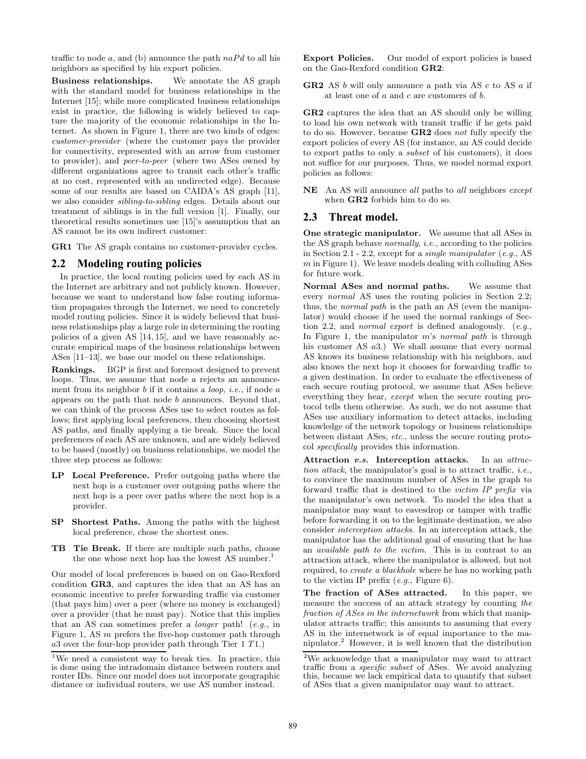traffic to node $a$, and (b) announce the path $naPd$ to all his neighbors as specified by his export policies.

**Business relationships.** We annotate the AS graph with the standard model for business relationships in the Internet [15]; while more complicated business relationships exist in practice, the following is widely believed to capture the majority of the economic relationships in the Internet. As shown in Figure 1, there are two kinds of edges: *customer-provider* (where the customer pays the provider for connectivity, represented with an arrow from customer to provider), and *peer-to-peer* (where two ASes owned by different organizations agree to transit each other's traffic at no cost, represented with an undirected edge). Because some of our results are based on CAIDA's AS graph [11], we also consider *sibling-to-sibling* edges. Details about our treatment of siblings is in the full version [1]. Finally, our theoretical results sometimes use [15]'s assumption that an AS cannot be its own indirect customer:

**GR1** The AS graph contains no customer-provider cycles.

## 2.2 Modeling routing policies

In practice, the local routing policies used by each AS in the Internet are arbitrary and not publicly known. However, because we want to understand how false routing information propagates through the Internet, we need to concretely model routing policies. Since it is widely believed that business relationships play a large role in determining the routing policies of a given AS [14, 15], and we have reasonably accurate empirical maps of the business relationships between ASes [11–13], we base our model on these relationships.

**Rankings.** BGP is first and foremost designed to prevent loops. Thus, we assume that node $a$ rejects an announcement from its neighbor $b$ if it contains a *loop*, *i.e.,* if node $a$ appears on the path that node $b$ announces. Beyond that, we can think of the process ASes use to select routes as follows; first applying local preferences, then choosing shortest AS paths, and finally applying a tie break. Since the local preferences of each AS are unknown, and are widely believed to be based (mostly) on business relationships, we model the three step process as follows:

- **LP Local Preference.** Prefer outgoing paths where the next hop is a customer over outgoing paths where the next hop is a peer over paths where the next hop is a provider.
- **SP Shortest Paths.** Among the paths with the highest local preference, chose the shortest ones.
- **TB Tie Break.** If there are multiple such paths, choose the one whose next hop has the lowest AS number.[1]

Our model of local preferences is based on on Gao-Rexford condition **GR3**, and captures the idea that an AS has an economic incentive to prefer forwarding traffic via customer (that pays him) over a peer (where no money is exchanged) over a provider (that he must pay). Notice that this implies that an AS can sometimes prefer a *longer* path! (*e.g.,* in Figure 1, AS $m$ prefers the five-hop customer path through $a3$ over the four-hop provider path through Tier 1 $T1$.)

[1] We need a consistent way to break ties. In practice, this is done using the intradomain distance between routers and router IDs. Since our model does not incorporate geographic distance or individual routers, we use AS number instead.

**Export Policies.** Our model of export policies is based on the Gao-Rexford condition **GR2**:

**GR2** AS $b$ will only announce a path via AS $c$ to AS $a$ if at least one of $a$ and $c$ are customers of $b$.

**GR2** captures the idea that an AS should only be willing to load his own network with transit traffic if he gets paid to do so. However, because **GR2** does *not* fully specify the export policies of every AS (for instance, an AS could decide to export paths to only a *subset* of his customers), it does not suffice for our purposes. Thus, we model normal export policies as follows:

**NE** An AS will announce *all* paths to *all* neighbors *except* when **GR2** forbids him to do so.

## 2.3 Threat model.

**One strategic manipulator.** We assume that all ASes in the AS graph behave *normally*, *i.e.,* according to the policies in Section 2.1 - 2.2, except for a *single manipulator* (*e.g.,* AS $m$ in Figure 1). We leave models dealing with colluding ASes for future work.

**Normal ASes and normal paths.** We assume that every *normal* AS uses the routing policies in Section 2.2; thus, the *normal path* is the path an AS (even the manipulator) would choose if he used the normal rankings of Section 2.2, and *normal export* is defined analogously. (*e.g.,* In Figure 1, the manipulator $m$'s *normal path* is through his customer AS $a3$.) We shall assume that every normal AS knows its business relationship with his neighbors, and also knows the next hop it chooses for forwarding traffic to a given destination. In order to evaluate the effectiveness of each secure routing protocol, we assume that ASes believe everything they hear, *except* when the secure routing protocol tells them otherwise. As such, we do not assume that ASes use auxiliary information to detect attacks, including knowledge of the network topology or business relationships between distant ASes, *etc.*, unless the secure routing protocol *specifically* provides this information.

**Attraction *v.s.* Interception attacks.** In an *attraction attack*, the manipulator's goal is to attract traffic, *i.e.,* to convince the maximum number of ASes in the graph to forward traffic that is destined to the *victim IP prefix* via the manipulator's own network. To model the idea that a manipulator may want to eavesdrop or tamper with traffic before forwarding it on to the legitimate destination, we also consider *interception attacks*. In an interception attack, the manipulator has the additional goal of ensuring that he has an *available path to the victim*. This is in contrast to an attraction attack, where the manipulator is allowed, but not required, to *create a blackhole* where he has no working path to the victim IP prefix (*e.g.,* Figure 6).

**The fraction of ASes attracted.** In this paper, we measure the success of an attack strategy by counting *the fraction of ASes in the internetwork* from which that manipulator attracts traffic; this amounts to assuming that every AS in the internetwork is of equal importance to the manipulator.[2] However, it is well known that the distribution

[2] We acknowledge that a manipulator may want to attract traffic from a *specific subset* of ASes. We avoid analyzing this, because we lack empirical data to quantify that subset of ASes that a given manipulator may want to attract.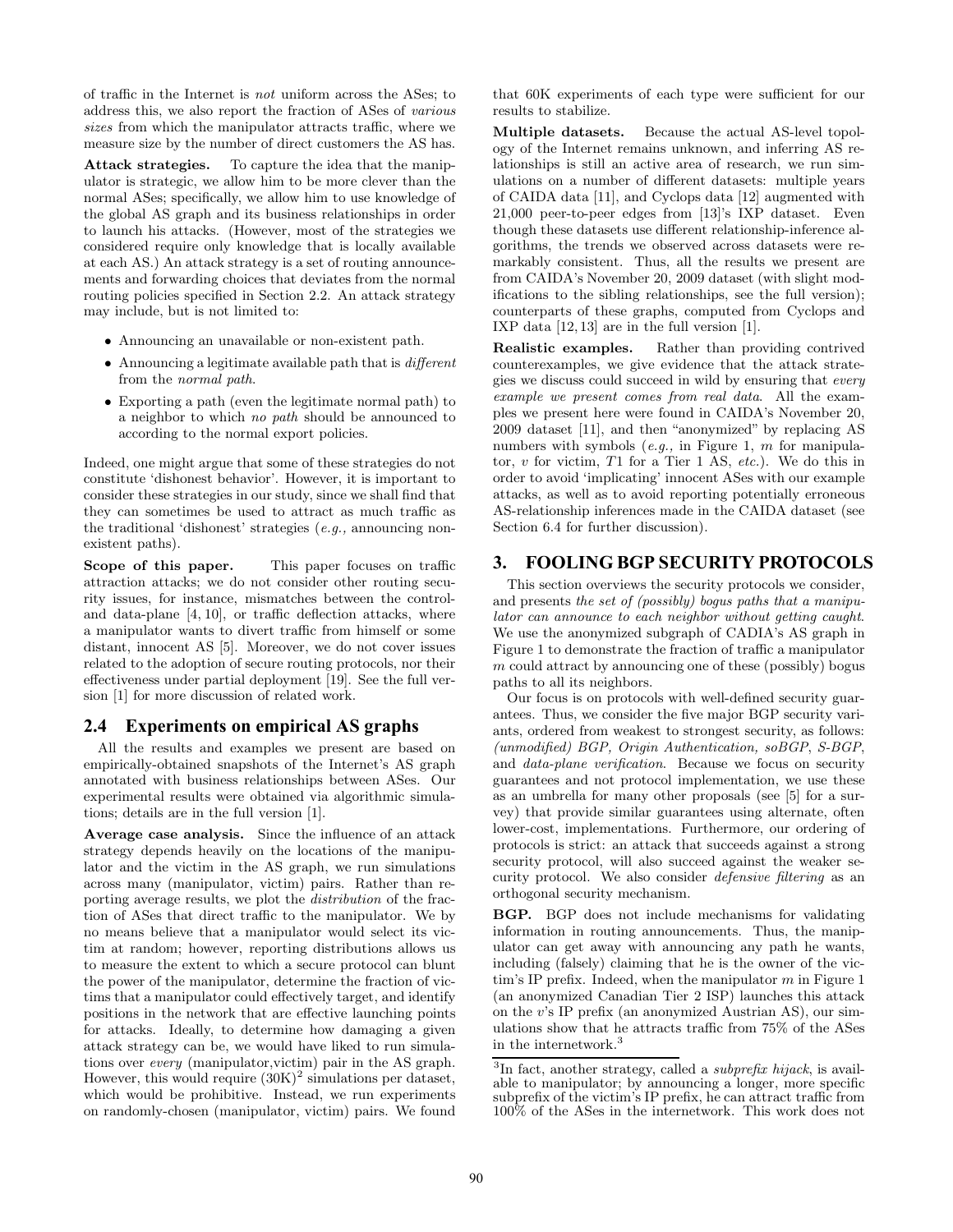of traffic in the Internet is *not* uniform across the ASes; to address this, we also report the fraction of ASes of *various sizes* from which the manipulator attracts traffic, where we measure size by the number of direct customers the AS has.

**Attack strategies.** To capture the idea that the manipulator is strategic, we allow him to be more clever than the normal ASes; specifically, we allow him to use knowledge of the global AS graph and its business relationships in order to launch his attacks. (However, most of the strategies we considered require only knowledge that is locally available at each AS.) An attack strategy is a set of routing announcements and forwarding choices that deviates from the normal routing policies specified in Section 2.2. An attack strategy may include, but is not limited to:

- Announcing an unavailable or non-existent path.
- Announcing a legitimate available path that is *different* from the *normal path*.
- Exporting a path (even the legitimate normal path) to a neighbor to which *no path* should be announced to according to the normal export policies.

Indeed, one might argue that some of these strategies do not constitute 'dishonest behavior'. However, it is important to consider these strategies in our study, since we shall find that they can sometimes be used to attract as much traffic as the traditional 'dishonest' strategies (*e.g.,* announcing non-existent paths).

**Scope of this paper.** This paper focuses on traffic attraction attacks; we do not consider other routing security issues, for instance, mismatches between the control- and data-plane [4, 10], or traffic deflection attacks, where a manipulator wants to divert traffic from himself or some distant, innocent AS [5]. Moreover, we do not cover issues related to the adoption of secure routing protocols, nor their effectiveness under partial deployment [19]. See the full version [1] for more discussion of related work.

## 2.4 Experiments on empirical AS graphs

All the results and examples we present are based on empirically-obtained snapshots of the Internet's AS graph annotated with business relationships between ASes. Our experimental results were obtained via algorithmic simulations; details are in the full version [1].

**Average case analysis.** Since the influence of an attack strategy depends heavily on the locations of the manipulator and the victim in the AS graph, we run simulations across many (manipulator, victim) pairs. Rather than reporting average results, we plot the *distribution* of the fraction of ASes that direct traffic to the manipulator. We by no means believe that a manipulator would select its victim at random; however, reporting distributions allows us to measure the extent to which a secure protocol can blunt the power of the manipulator, determine the fraction of victims that a manipulator could effectively target, and identify positions in the network that are effective launching points for attacks. Ideally, to determine how damaging a given attack strategy can be, we would have liked to run simulations over *every* (manipulator,victim) pair in the AS graph. However, this would require $(30\text{K})^2$ simulations per dataset, which would be prohibitive. Instead, we run experiments on randomly-chosen (manipulator, victim) pairs. We found that 60K experiments of each type were sufficient for our results to stabilize.

**Multiple datasets.** Because the actual AS-level topology of the Internet remains unknown, and inferring AS relationships is still an active area of research, we run simulations on a number of different datasets: multiple years of CAIDA data [11], and Cyclops data [12] augmented with 21,000 peer-to-peer edges from [13]'s IXP dataset. Even though these datasets use different relationship-inference algorithms, the trends we observed across datasets were remarkably consistent. Thus, all the results we present are from CAIDA's November 20, 2009 dataset (with slight modifications to the sibling relationships, see the full version); counterparts of these graphs, computed from Cyclops and IXP data [12, 13] are in the full version [1].

**Realistic examples.** Rather than providing contrived counterexamples, we give evidence that the attack strategies we discuss could succeed in wild by ensuring that *every example we present comes from real data*. All the examples we present here were found in CAIDA's November 20, 2009 dataset [11], and then "anonymized" by replacing AS numbers with symbols (*e.g.,* in Figure 1, $m$ for manipulator, $v$ for victim, $T1$ for a Tier 1 AS, *etc.*). We do this in order to avoid 'implicating' innocent ASes with our example attacks, as well as to avoid reporting potentially erroneous AS-relationship inferences made in the CAIDA dataset (see Section 6.4 for further discussion).

# 3. FOOLING BGP SECURITY PROTOCOLS

This section overviews the security protocols we consider, and presents *the set of (possibly) bogus paths that a manipulator can announce to each neighbor without getting caught*. We use the anonymized subgraph of CADIA's AS graph in Figure 1 to demonstrate the fraction of traffic a manipulator $m$ could attract by announcing one of these (possibly) bogus paths to all its neighbors.

Our focus is on protocols with well-defined security guarantees. Thus, we consider the five major BGP security variants, ordered from weakest to strongest security, as follows: *(unmodified) BGP, Origin Authentication, soBGP, S-BGP*, and *data-plane verification*. Because we focus on security guarantees and not protocol implementation, we use these as an umbrella for many other proposals (see [5] for a survey) that provide similar guarantees using alternate, often lower-cost, implementations. Furthermore, our ordering of protocols is strict: an attack that succeeds against a strong security protocol, will also succeed against the weaker security protocol. We also consider *defensive filtering* as an orthogonal security mechanism.

**BGP.** BGP does not include mechanisms for validating information in routing announcements. Thus, the manipulator can get away with announcing any path he wants, including (falsely) claiming that he is the owner of the victim's IP prefix. Indeed, when the manipulator $m$ in Figure 1 (an anonymized Canadian Tier 2 ISP) launches this attack on the $v$'s IP prefix (an anonymized Austrian AS), our simulations show that he attracts traffic from 75% of the ASes in the internetwork.[3]

[3] In fact, another strategy, called a *subprefix hijack*, is available to manipulator; by announcing a longer, more specific subprefix of the victim's IP prefix, he can attract traffic from 100% of the ASes in the internetwork. This work does not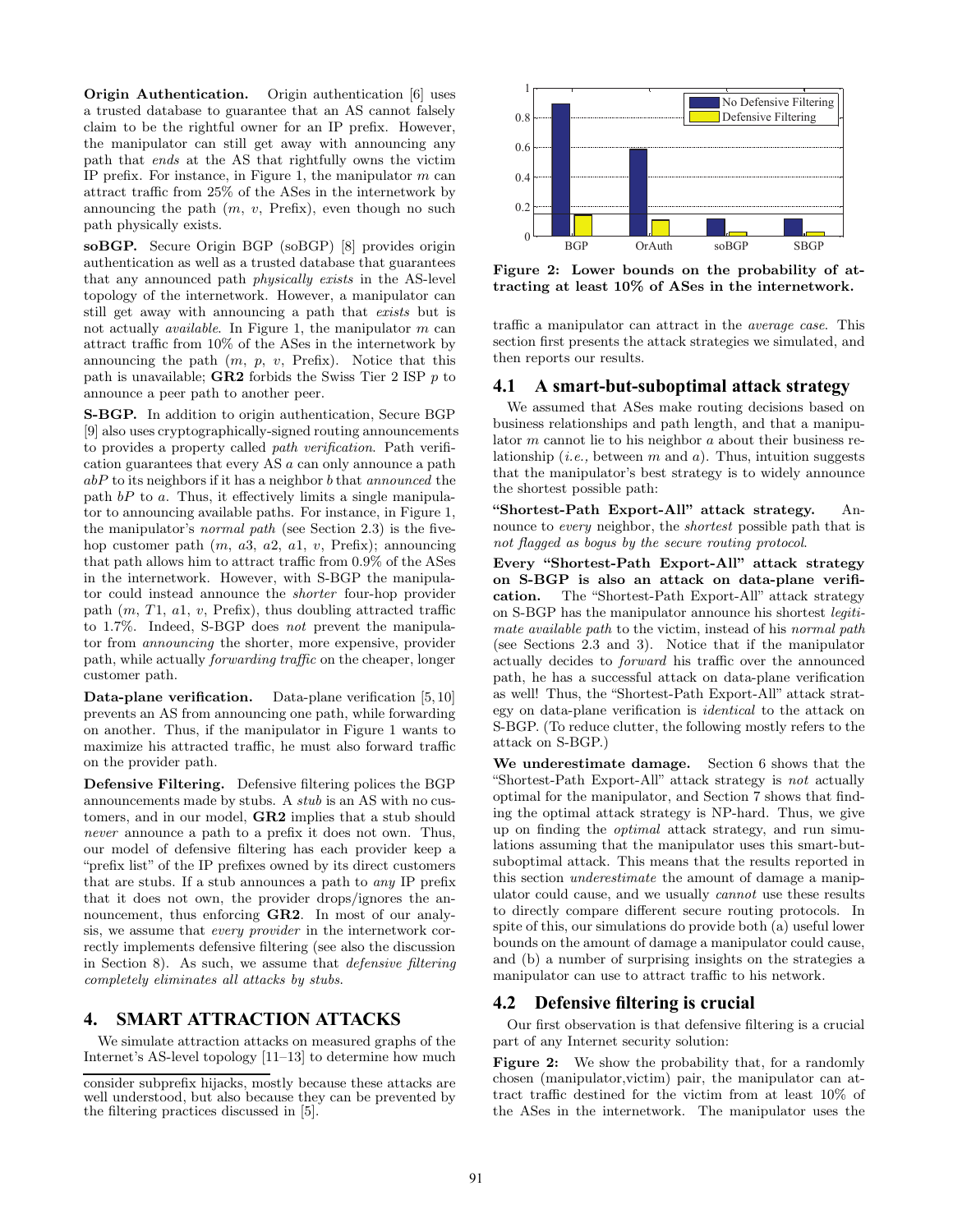**Origin Authentication.** Origin authentication [6] uses a trusted database to guarantee that an AS cannot falsely claim to be the rightful owner for an IP prefix. However, the manipulator can still get away with announcing any path that *ends* at the AS that rightfully owns the victim IP prefix. For instance, in Figure 1, the manipulator $m$ can attract traffic from 25% of the ASes in the internetwork by announcing the path ($m$, $v$, Prefix), even though no such path physically exists.

**soBGP.** Secure Origin BGP (soBGP) [8] provides origin authentication as well as a trusted database that guarantees that any announced path *physically exists* in the AS-level topology of the internetwork. However, a manipulator can still get away with announcing a path that *exists* but is not actually *available*. In Figure 1, the manipulator $m$ can attract traffic from 10% of the ASes in the internetwork by announcing the path ($m$, $p$, $v$, Prefix). Notice that this path is unavailable; **GR2** forbids the Swiss Tier 2 ISP $p$ to announce a peer path to another peer.

**S-BGP.** In addition to origin authentication, Secure BGP [9] also uses cryptographically-signed routing announcements to provides a property called *path verification*. Path verification guarantees that every AS $a$ can only announce a path $abP$ to its neighbors if it has a neighbor $b$ that *announced* the path $bP$ to $a$. Thus, it effectively limits a single manipulator to announcing available paths. For instance, in Figure 1, the manipulator's *normal path* (see Section 2.3) is the five-hop customer path ($m$, $a3$, $a2$, $a1$, $v$, Prefix); announcing that path allows him to attract traffic from 0.9% of the ASes in the internetwork. However, with S-BGP the manipulator could instead announce the *shorter* four-hop provider path ($m$, $T1$, $a1$, $v$, Prefix), thus doubling attracted traffic to 1.7%. Indeed, S-BGP does *not* prevent the manipulator from *announcing* the shorter, more expensive, provider path, while actually *forwarding traffic* on the cheaper, longer customer path.

**Data-plane verification.** Data-plane verification [5,10] prevents an AS from announcing one path, while forwarding on another. Thus, if the manipulator in Figure 1 wants to maximize his attracted traffic, he must also forward traffic on the provider path.

**Defensive Filtering.** Defensive filtering polices the BGP announcements made by stubs. A *stub* is an AS with no customers, and in our model, **GR2** implies that a stub should *never* announce a path to a prefix it does not own. Thus, our model of defensive filtering has each provider keep a "prefix list" of the IP prefixes owned by its direct customers that are stubs. If a stub announces a path to *any* IP prefix that it does not own, the provider drops/ignores the announcement, thus enforcing **GR2**. In most of our analysis, we assume that *every provider* in the internetwork correctly implements defensive filtering (see also the discussion in Section 8). As such, we assume that *defensive filtering completely eliminates all attacks by stubs.*

## 4. SMART ATTRACTION ATTACKS

We simulate attraction attacks on measured graphs of the Internet's AS-level topology [11–13] to determine how much traffic a manipulator can attract in the *average case*. This section first presents the attack strategies we simulated, and then reports our results.

consider subprefix hijacks, mostly because these attacks are well understood, but also because they can be prevented by the filtering practices discussed in [5].

Figure 2: Lower bounds on the probability of attracting at least 10% of ASes in the internetwork.

### 4.1 A smart-but-suboptimal attack strategy

We assumed that ASes make routing decisions based on business relationships and path length, and that a manipulator $m$ cannot lie to his neighbor $a$ about their business relationship (*i.e.,* between $m$ and $a$). Thus, intuition suggests that the manipulator's best strategy is to widely announce the shortest possible path:

**"Shortest-Path Export-All" attack strategy.** Announce to *every* neighbor, the *shortest* possible path that is *not flagged as bogus by the secure routing protocol*.

**Every "Shortest-Path Export-All" attack strategy on S-BGP is also an attack on data-plane verification.** The "Shortest-Path Export-All" attack strategy on S-BGP has the manipulator announce his shortest *legitimate available path* to the victim, instead of his *normal path* (see Sections 2.3 and 3). Notice that if the manipulator actually decides to *forward* his traffic over the announced path, he has a successful attack on data-plane verification as well! Thus, the "Shortest-Path Export-All" attack strategy on data-plane verification is *identical* to the attack on S-BGP. (To reduce clutter, the following mostly refers to the attack on S-BGP.)

**We underestimate damage.** Section 6 shows that the "Shortest-Path Export-All" attack strategy is *not* actually optimal for the manipulator, and Section 7 shows that finding the optimal attack strategy is NP-hard. Thus, we give up on finding the *optimal* attack strategy, and run simulations assuming that the manipulator uses this smart-but-suboptimal attack. This means that the results reported in this section *underestimate* the amount of damage a manipulator could cause, and we usually *cannot* use these results to directly compare different secure routing protocols. In spite of this, our simulations do provide both (a) useful lower bounds on the amount of damage a manipulator could cause, and (b) a number of surprising insights on the strategies a manipulator can use to attract traffic to his network.

### 4.2 Defensive filtering is crucial

Our first observation is that defensive filtering is a crucial part of any Internet security solution:

**Figure 2:** We show the probability that, for a randomly chosen (manipulator,victim) pair, the manipulator can attract traffic destined for the victim from at least 10% of the ASes in the internetwork. The manipulator uses the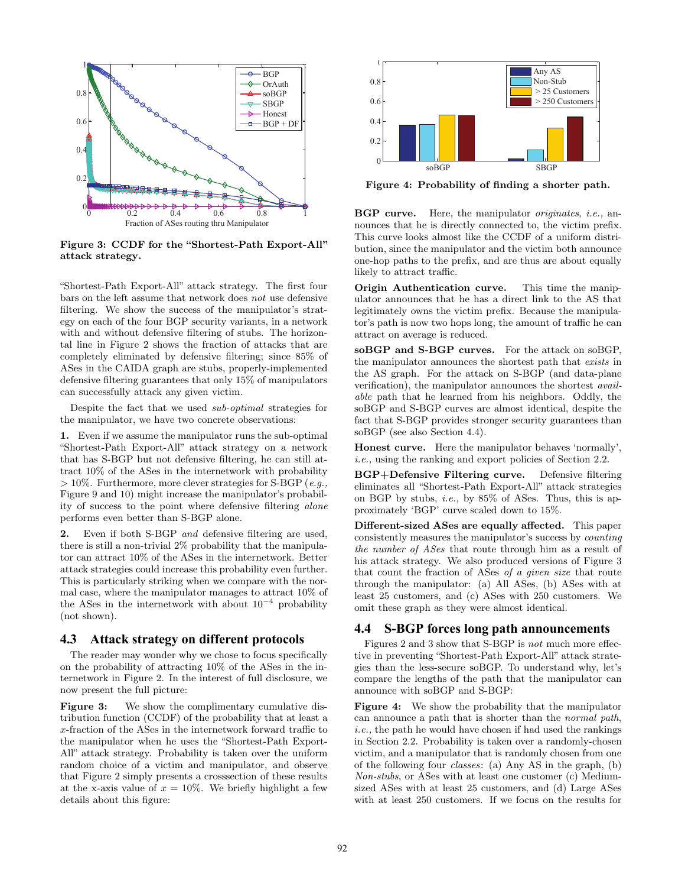Figure 3: CCDF for the "Shortest-Path Export-All" attack strategy.

Figure 4: Probability of finding a shorter path.

"Shortest-Path Export-All" attack strategy. The first four bars on the left assume that network does *not* use defensive filtering. We show the success of the manipulator's strategy on each of the four BGP security variants, in a network with and without defensive filtering of stubs. The horizontal line in Figure 2 shows the fraction of attacks that are completely eliminated by defensive filtering; since 85% of ASes in the CAIDA graph are stubs, properly-implemented defensive filtering guarantees that only 15% of manipulators can successfully attack any given victim.

Despite the fact that we used *sub-optimal* strategies for the manipulator, we have two concrete observations:

**1.** Even if we assume the manipulator runs the sub-optimal "Shortest-Path Export-All" attack strategy on a network that has S-BGP but not defensive filtering, he can still attract 10% of the ASes in the internetwork with probability $> 10\%$. Furthermore, more clever strategies for S-BGP (*e.g.,* Figure 9 and 10) might increase the manipulator's probability of success to the point where defensive filtering *alone* performs even better than S-BGP alone.

**2.** Even if both S-BGP *and* defensive filtering are used, there is still a non-trivial 2% probability that the manipulator can attract 10% of the ASes in the internetwork. Better attack strategies could increase this probability even further. This is particularly striking when we compare with the normal case, where the manipulator manages to attract 10% of the ASes in the internetwork with about $10^{-4}$ probability (not shown).

## 4.3 Attack strategy on different protocols

The reader may wonder why we chose to focus specifically on the probability of attracting 10% of the ASes in the internetwork in Figure 2. In the interest of full disclosure, we now present the full picture:

**Figure 3:** We show the complimentary cumulative distribution function (CCDF) of the probability that at least a $x$-fraction of the ASes in the internetwork forward traffic to the manipulator when he uses the "Shortest-Path Export-All" attack strategy. Probability is taken over the uniform random choice of a victim and manipulator, and observe that Figure 2 simply presents a crosssection of these results at the x-axis value of $x = 10\%$. We briefly highlight a few details about this figure:

**BGP curve.** Here, the manipulator *originates*, *i.e.,* announces that he is directly connected to, the victim prefix. This curve looks almost like the CCDF of a uniform distribution, since the manipulator and the victim both announce one-hop paths to the prefix, and are thus are about equally likely to attract traffic.

**Origin Authentication curve.** This time the manipulator announces that he has a direct link to the AS that legitimately owns the victim prefix. Because the manipulator's path is now two hops long, the amount of traffic he can attract on average is reduced.

**soBGP and S-BGP curves.** For the attack on soBGP, the manipulator announces the shortest path that *exists* in the AS graph. For the attack on S-BGP (and data-plane verification), the manipulator announces the shortest *available* path that he learned from his neighbors. Oddly, the soBGP and S-BGP curves are almost identical, despite the fact that S-BGP provides stronger security guarantees than soBGP (see also Section 4.4).

**Honest curve.** Here the manipulator behaves 'normally', *i.e.,* using the ranking and export policies of Section 2.2.

**BGP+Defensive Filtering curve.** Defensive filtering eliminates all "Shortest-Path Export-All" attack strategies on BGP by stubs, *i.e.,* by 85% of ASes. Thus, this is approximately 'BGP' curve scaled down to 15%.

**Different-sized ASes are equally affected.** This paper consistently measures the manipulator's success by *counting the number of ASes* that route through him as a result of his attack strategy. We also produced versions of Figure 3 that count the fraction of ASes *of a given size* that route through the manipulator: (a) All ASes, (b) ASes with at least 25 customers, and (c) ASes with 250 customers. We omit these graph as they were almost identical.

## 4.4 S-BGP forces long path announcements

Figures 2 and 3 show that S-BGP is *not* much more effective in preventing "Shortest-Path Export-All" attack strategies than the less-secure soBGP. To understand why, let's compare the lengths of the path that the manipulator can announce with soBGP and S-BGP:

**Figure 4:** We show the probability that the manipulator can announce a path that is shorter than the *normal path*, *i.e.,* the path he would have chosen if had used the rankings in Section 2.2. Probability is taken over a randomly-chosen victim, and a manipulator that is randomly chosen from one of the following four *classes*: (a) Any AS in the graph, (b) *Non-stubs*, or ASes with at least one customer (c) Medium-sized ASes with at least 25 customers, and (d) Large ASes with at least 250 customers. If we focus on the results for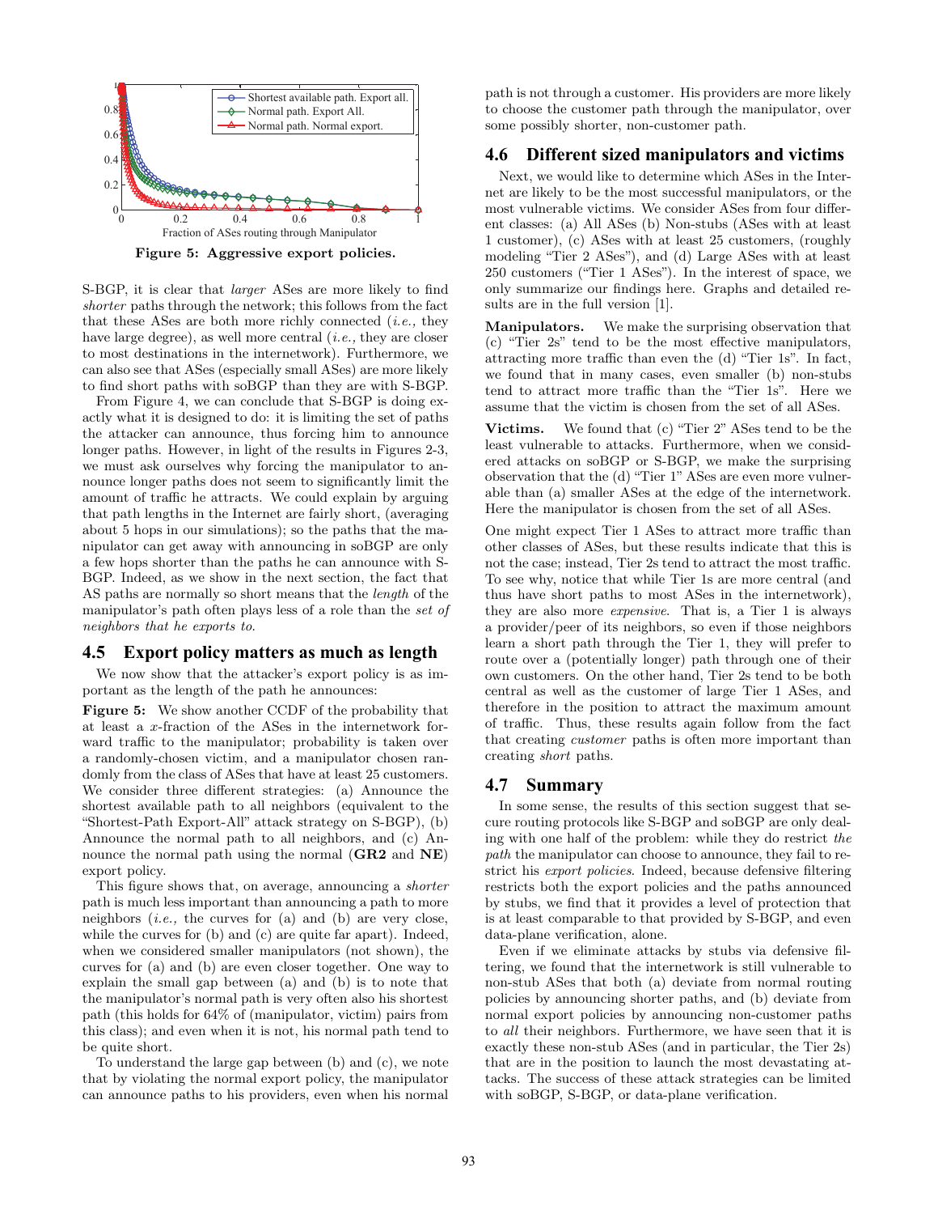Figure 5: Aggressive export policies.

S-BGP, it is clear that *larger* ASes are more likely to find *shorter* paths through the network; this follows from the fact that these ASes are both more richly connected (*i.e.,* they have large degree), as well more central (*i.e.,* they are closer to most destinations in the internetwork). Furthermore, we can also see that ASes (especially small ASes) are more likely to find short paths with soBGP than they are with S-BGP.

From Figure 4, we can conclude that S-BGP is doing exactly what it is designed to do: it is limiting the set of paths the attacker can announce, thus forcing him to announce longer paths. However, in light of the results in Figures 2-3, we must ask ourselves why forcing the manipulator to announce longer paths does not seem to significantly limit the amount of traffic he attracts. We could explain by arguing that path lengths in the Internet are fairly short, (averaging about 5 hops in our simulations); so the paths that the manipulator can get away with announcing in soBGP are only a few hops shorter than the paths he can announce with S-BGP. Indeed, as we show in the next section, the fact that AS paths are normally so short means that the *length* of the manipulator's path often plays less of a role than the *set of neighbors that he exports to*.

### 4.5 Export policy matters as much as length

We now show that the attacker's export policy is as important as the length of the path he announces:

**Figure 5:** We show another CCDF of the probability that at least a $x$-fraction of the ASes in the internetwork forward traffic to the manipulator; probability is taken over a randomly-chosen victim, and a manipulator chosen randomly from the class of ASes that have at least 25 customers. We consider three different strategies: (a) Announce the shortest available path to all neighbors (equivalent to the "Shortest-Path Export-All" attack strategy on S-BGP), (b) Announce the normal path to all neighbors, and (c) Announce the normal path using the normal (**GR2** and **NE**) export policy.

This figure shows that, on average, announcing a *shorter* path is much less important than announcing a path to more neighbors (*i.e.,* the curves for (a) and (b) are very close, while the curves for (b) and (c) are quite far apart). Indeed, when we considered smaller manipulators (not shown), the curves for (a) and (b) are even closer together. One way to explain the small gap between (a) and (b) is to note that the manipulator's normal path is very often also his shortest path (this holds for 64% of (manipulator, victim) pairs from this class); and even when it is not, his normal path tend to be quite short.

To understand the large gap between (b) and (c), we note that by violating the normal export policy, the manipulator can announce paths to his providers, even when his normal path is not through a customer. His providers are more likely to choose the customer path through the manipulator, over some possibly shorter, non-customer path.

### 4.6 Different sized manipulators and victims

Next, we would like to determine which ASes in the Internet are likely to be the most successful manipulators, or the most vulnerable victims. We consider ASes from four different classes: (a) All ASes (b) Non-stubs (ASes with at least 1 customer), (c) ASes with at least 25 customers, (roughly modeling "Tier 2 ASes"), and (d) Large ASes with at least 250 customers ("Tier 1 ASes"). In the interest of space, we only summarize our findings here. Graphs and detailed results are in the full version [1].

**Manipulators.** We make the surprising observation that (c) "Tier 2s" tend to be the most effective manipulators, attracting more traffic than even the (d) "Tier 1s". In fact, we found that in many cases, even smaller (b) non-stubs tend to attract more traffic than the "Tier 1s". Here we assume that the victim is chosen from the set of all ASes.

**Victims.** We found that (c) "Tier 2" ASes tend to be the least vulnerable to attacks. Furthermore, when we considered attacks on soBGP or S-BGP, we make the surprising observation that the (d) "Tier 1" ASes are even more vulnerable than (a) smaller ASes at the edge of the internetwork. Here the manipulator is chosen from the set of all ASes.

One might expect Tier 1 ASes to attract more traffic than other classes of ASes, but these results indicate that this is not the case; instead, Tier 2s tend to attract the most traffic. To see why, notice that while Tier 1s are more central (and thus have short paths to most ASes in the internetwork), they are also more *expensive*. That is, a Tier 1 is always a provider/peer of its neighbors, so even if those neighbors learn a short path through the Tier 1, they will prefer to route over a (potentially longer) path through one of their own customers. On the other hand, Tier 2s tend to be both central as well as the customer of large Tier 1 ASes, and therefore in the position to attract the maximum amount of traffic. Thus, these results again follow from the fact that creating *customer* paths is often more important than creating *short* paths.

### 4.7 Summary

In some sense, the results of this section suggest that secure routing protocols like S-BGP and soBGP are only dealing with one half of the problem: while they do restrict *the path* the manipulator can choose to announce, they fail to restrict his *export policies*. Indeed, because defensive filtering restricts both the export policies and the paths announced by stubs, we find that it provides a level of protection that is at least comparable to that provided by S-BGP, and even data-plane verification, alone.

Even if we eliminate attacks by stubs via defensive filtering, we found that the internetwork is still vulnerable to non-stub ASes that both (a) deviate from normal routing policies by announcing shorter paths, and (b) deviate from normal export policies by announcing non-customer paths to *all* their neighbors. Furthermore, we have seen that it is exactly these non-stub ASes (and in particular, the Tier 2s) that are in the position to launch the most devastating attacks. The success of these attack strategies can be limited with soBGP, S-BGP, or data-plane verification.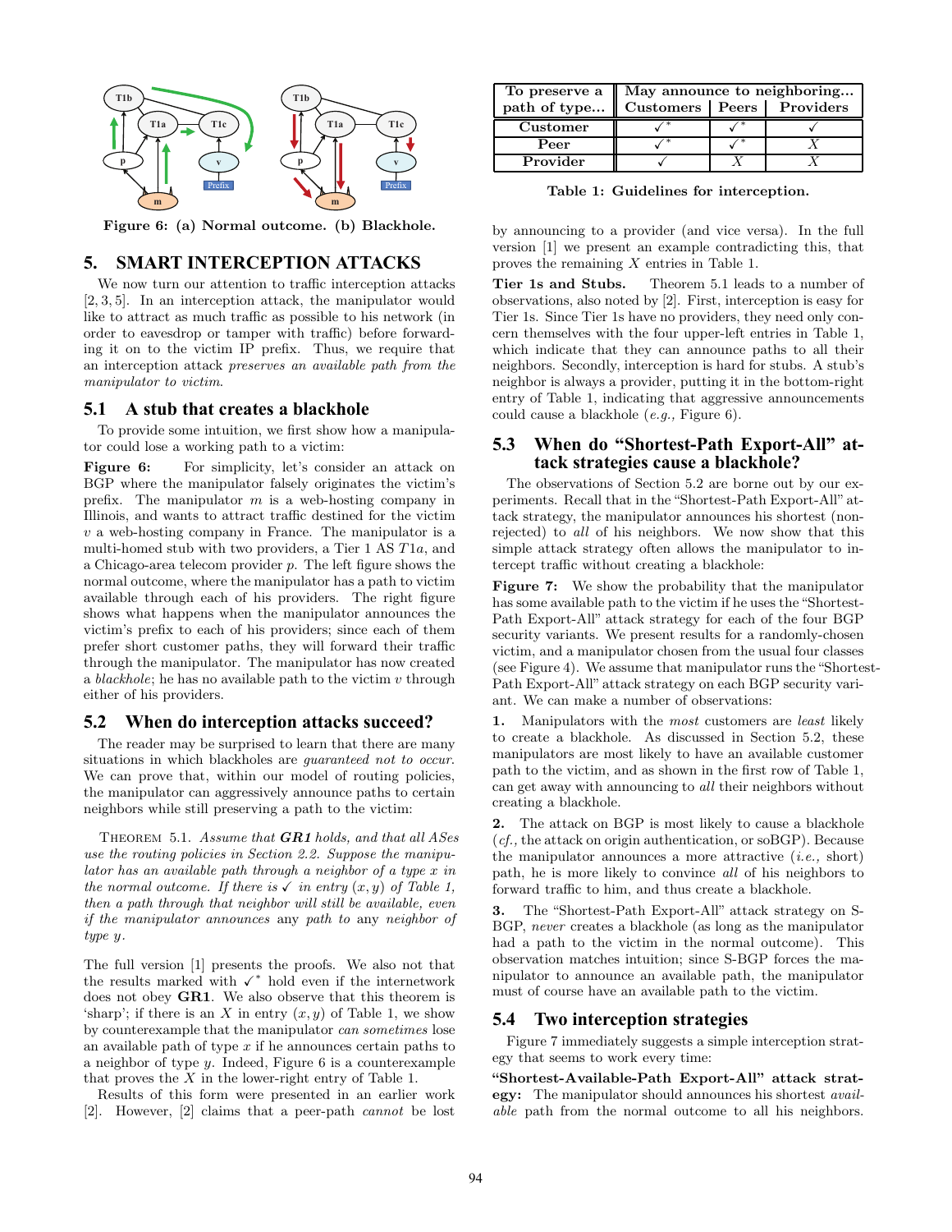Figure 6: (a) Normal outcome. (b) Blackhole.

## 5. SMART INTERCEPTION ATTACKS

We now turn our attention to traffic interception attacks [2, 3, 5]. In an interception attack, the manipulator would like to attract as much traffic as possible to his network (in order to eavesdrop or tamper with traffic) before forwarding it on to the victim IP prefix. Thus, we require that an interception attack *preserves an available path from the manipulator to victim*.

### 5.1 A stub that creates a blackhole

To provide some intuition, we first show how a manipulator could lose a working path to a victim:

**Figure 6:** For simplicity, let's consider an attack on BGP where the manipulator falsely originates the victim's prefix. The manipulator $m$ is a web-hosting company in Illinois, and wants to attract traffic destined for the victim $v$ a web-hosting company in France. The manipulator is a multi-homed stub with two providers, a Tier 1 AS $T1a$, and a Chicago-area telecom provider $p$. The left figure shows the normal outcome, where the manipulator has a path to victim available through each of his providers. The right figure shows what happens when the manipulator announces the victim's prefix to each of his providers; since each of them prefer short customer paths, they will forward their traffic through the manipulator. The manipulator has now created a *blackhole*; he has no available path to the victim $v$ through either of his providers.

### 5.2 When do interception attacks succeed?

The reader may be surprised to learn that there are many situations in which blackholes are *guaranteed not to occur*. We can prove that, within our model of routing policies, the manipulator can aggressively announce paths to certain neighbors while still preserving a path to the victim:

Theorem 5.1. *Assume that **GR1** holds, and that all ASes use the routing policies in Section 2.2. Suppose the manipulator has an available path through a neighbor of a type $x$ in the normal outcome. If there is ✓ in entry $(x, y)$ of Table 1, then a path through that neighbor will still be available, even if the manipulator announces* any *path to* any *neighbor of type $y$.*

The full version [1] presents the proofs. We also not that the results marked with ✓* hold even if the internetwork does not obey **GR1**. We also observe that this theorem is 'sharp'; if there is an $X$ in entry $(x, y)$ of Table 1, we show by counterexample that the manipulator *can sometimes* lose an available path of type $x$ if he announces certain paths to a neighbor of type $y$. Indeed, Figure 6 is a counterexample that proves the $X$ in the lower-right entry of Table 1.

Results of this form were presented in an earlier work [2]. However, [2] claims that a peer-path *cannot* be lost by announcing to a provider (and vice versa). In the full version [1] we present an example contradicting this, that proves the remaining $X$ entries in Table 1.

| To preserve a path of type... | May announce to neighboring... Customers | Peers | Providers |
|---|---|---|---|
| Customer | ✓* | ✓* | ✓ |
| Peer | ✓* | ✓* | X |
| Provider | ✓ | X | X |

Table 1: Guidelines for interception.

**Tier 1s and Stubs.** Theorem 5.1 leads to a number of observations, also noted by [2]. First, interception is easy for Tier 1s. Since Tier 1s have no providers, they need only concern themselves with the four upper-left entries in Table 1, which indicate that they can announce paths to all their neighbors. Secondly, interception is hard for stubs. A stub's neighbor is always a provider, putting it in the bottom-right entry of Table 1, indicating that aggressive announcements could cause a blackhole (*e.g.,* Figure 6).

### 5.3 When do "Shortest-Path Export-All" attack strategies cause a blackhole?

The observations of Section 5.2 are borne out by our experiments. Recall that in the "Shortest-Path Export-All" attack strategy, the manipulator announces his shortest (non-rejected) to *all* of his neighbors. We now show that this simple attack strategy often allows the manipulator to intercept traffic without creating a blackhole:

**Figure 7:** We show the probability that the manipulator has some available path to the victim if he uses the "Shortest-Path Export-All" attack strategy for each of the four BGP security variants. We present results for a randomly-chosen victim, and a manipulator chosen from the usual four classes (see Figure 4). We assume that manipulator runs the "Shortest-Path Export-All" attack strategy on each BGP security variant. We can make a number of observations:

**1.** Manipulators with the *most* customers are *least* likely to create a blackhole. As discussed in Section 5.2, these manipulators are most likely to have an available customer path to the victim, and as shown in the first row of Table 1, can get away with announcing to *all* their neighbors without creating a blackhole.

**2.** The attack on BGP is most likely to cause a blackhole (*cf.,* the attack on origin authentication, or soBGP). Because the manipulator announces a more attractive (*i.e.,* short) path, he is more likely to convince *all* of his neighbors to forward traffic to him, and thus create a blackhole.

**3.** The "Shortest-Path Export-All" attack strategy on S-BGP, *never* creates a blackhole (as long as the manipulator had a path to the victim in the normal outcome). This observation matches intuition; since S-BGP forces the manipulator to announce an available path, the manipulator must of course have an available path to the victim.

### 5.4 Two interception strategies

Figure 7 immediately suggests a simple interception strategy that seems to work every time:

**"Shortest-Available-Path Export-All" attack strategy:** The manipulator should announces his shortest *available* path from the normal outcome to all his neighbors.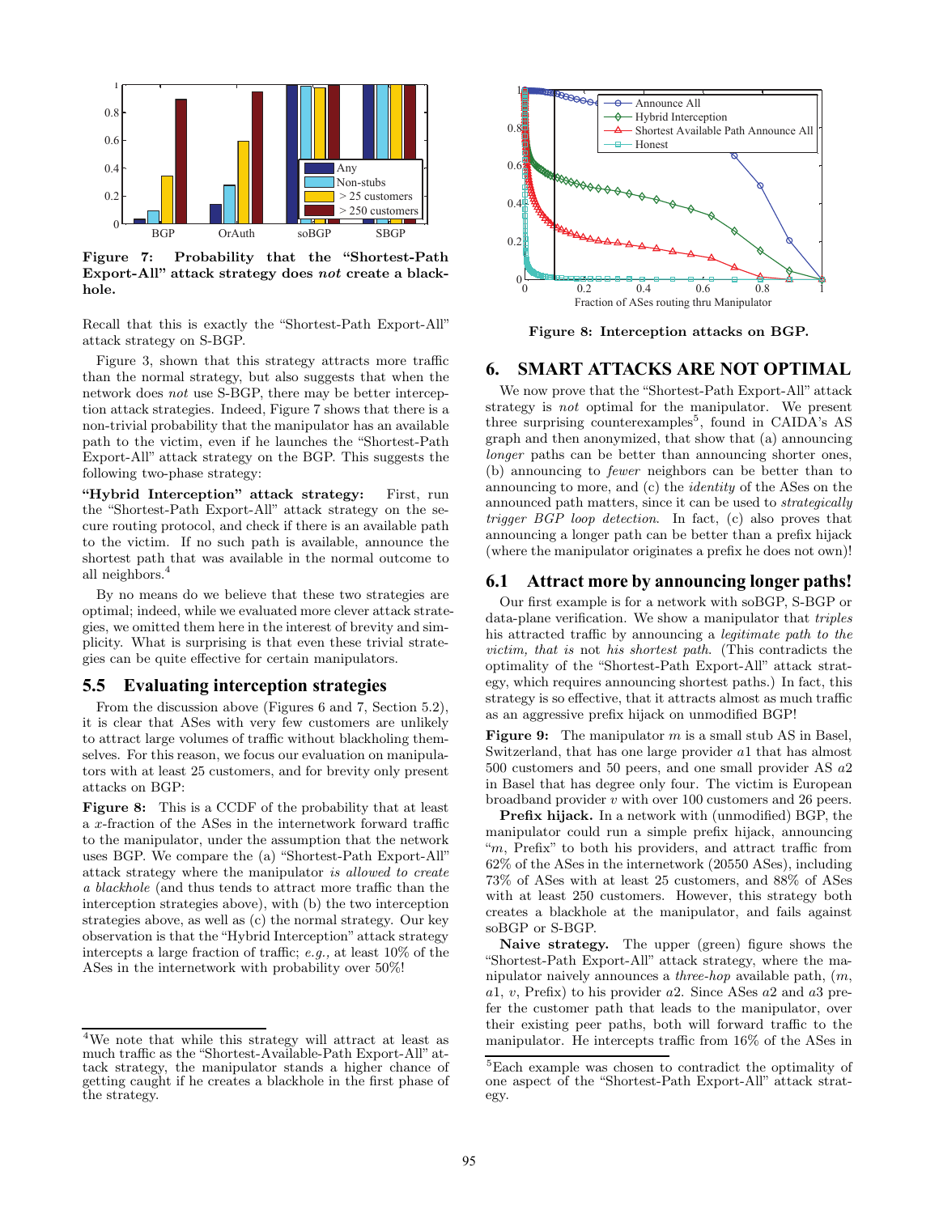**Figure 7: Probability that the "Shortest-Path Export-All" attack strategy does *not* create a blackhole.**

Recall that this is exactly the "Shortest-Path Export-All" attack strategy on S-BGP.

Figure 3, shown that this strategy attracts more traffic than the normal strategy, but also suggests that when the network does *not* use S-BGP, there may be better interception attack strategies. Indeed, Figure 7 shows that there is a non-trivial probability that the manipulator has an available path to the victim, even if he launches the "Shortest-Path Export-All" attack strategy on the BGP. This suggests the following two-phase strategy:

**"Hybrid Interception" attack strategy:** First, run the "Shortest-Path Export-All" attack strategy on the secure routing protocol, and check if there is an available path to the victim. If no such path is available, announce the shortest path that was available in the normal outcome to all neighbors.[4]

By no means do we believe that these two strategies are optimal; indeed, while we evaluated more clever attack strategies, we omitted them here in the interest of brevity and simplicity. What is surprising is that even these trivial strategies can be quite effective for certain manipulators.

## 5.5 Evaluating interception strategies

From the discussion above (Figures 6 and 7, Section 5.2), it is clear that ASes with very few customers are unlikely to attract large volumes of traffic without blackholing themselves. For this reason, we focus our evaluation on manipulators with at least 25 customers, and for brevity only present attacks on BGP:

**Figure 8:** This is a CCDF of the probability that at least a $x$-fraction of the ASes in the internetwork forward traffic to the manipulator, under the assumption that the network uses BGP. We compare the (a) "Shortest-Path Export-All" attack strategy where the manipulator *is allowed to create a blackhole* (and thus tends to attract more traffic than the interception strategies above), with (b) the two interception strategies above, as well as (c) the normal strategy. Our key observation is that the "Hybrid Interception" attack strategy intercepts a large fraction of traffic; *e.g.,* at least 10% of the ASes in the internetwork with probability over 50%!

**Figure 8: Interception attacks on BGP.**

# 6. SMART ATTACKS ARE NOT OPTIMAL

We now prove that the "Shortest-Path Export-All" attack strategy is *not* optimal for the manipulator. We present three surprising counterexamples[5], found in CAIDA's AS graph and then anonymized, that show that (a) announcing *longer* paths can be better than announcing shorter ones, (b) announcing to *fewer* neighbors can be better than to announcing to more, and (c) the *identity* of the ASes on the announced path matters, since it can be used to *strategically trigger BGP loop detection*. In fact, (c) also proves that announcing a longer path can be better than a prefix hijack (where the manipulator originates a prefix he does not own)!

## 6.1 Attract more by announcing longer paths!

Our first example is for a network with soBGP, S-BGP or data-plane verification. We show a manipulator that *triples* his attracted traffic by announcing a *legitimate path to the victim, that is* not *his shortest path*. (This contradicts the optimality of the "Shortest-Path Export-All" attack strategy, which requires announcing shortest paths.) In fact, this strategy is so effective, that it attracts almost as much traffic as an aggressive prefix hijack on unmodified BGP!

**Figure 9:** The manipulator $m$ is a small stub AS in Basel, Switzerland, that has one large provider $a1$ that has almost 500 customers and 50 peers, and one small provider AS $a2$ in Basel that has degree only four. The victim is European broadband provider $v$ with over 100 customers and 26 peers.

**Prefix hijack.** In a network with (unmodified) BGP, the manipulator could run a simple prefix hijack, announcing "$m$, Prefix" to both his providers, and attract traffic from 62% of the ASes in the internetwork (20550 ASes), including 73% of ASes with at least 25 customers, and 88% of ASes with at least 250 customers. However, this strategy both creates a blackhole at the manipulator, and fails against soBGP or S-BGP.

**Naive strategy.** The upper (green) figure shows the "Shortest-Path Export-All" attack strategy, where the manipulator naively announces a *three-hop* available path, ($m$, $a1$, $v$, Prefix) to his provider $a2$. Since ASes $a2$ and $a3$ prefer the customer path that leads to the manipulator, over their existing peer paths, both will forward traffic to the manipulator. He intercepts traffic from 16% of the ASes in

---

[4]We note that while this strategy will attract at least as much traffic as the "Shortest-Available-Path Export-All" attack strategy, the manipulator stands a higher chance of getting caught if he creates a blackhole in the first phase of the strategy.

[5]Each example was chosen to contradict the optimality of one aspect of the "Shortest-Path Export-All" attack strategy.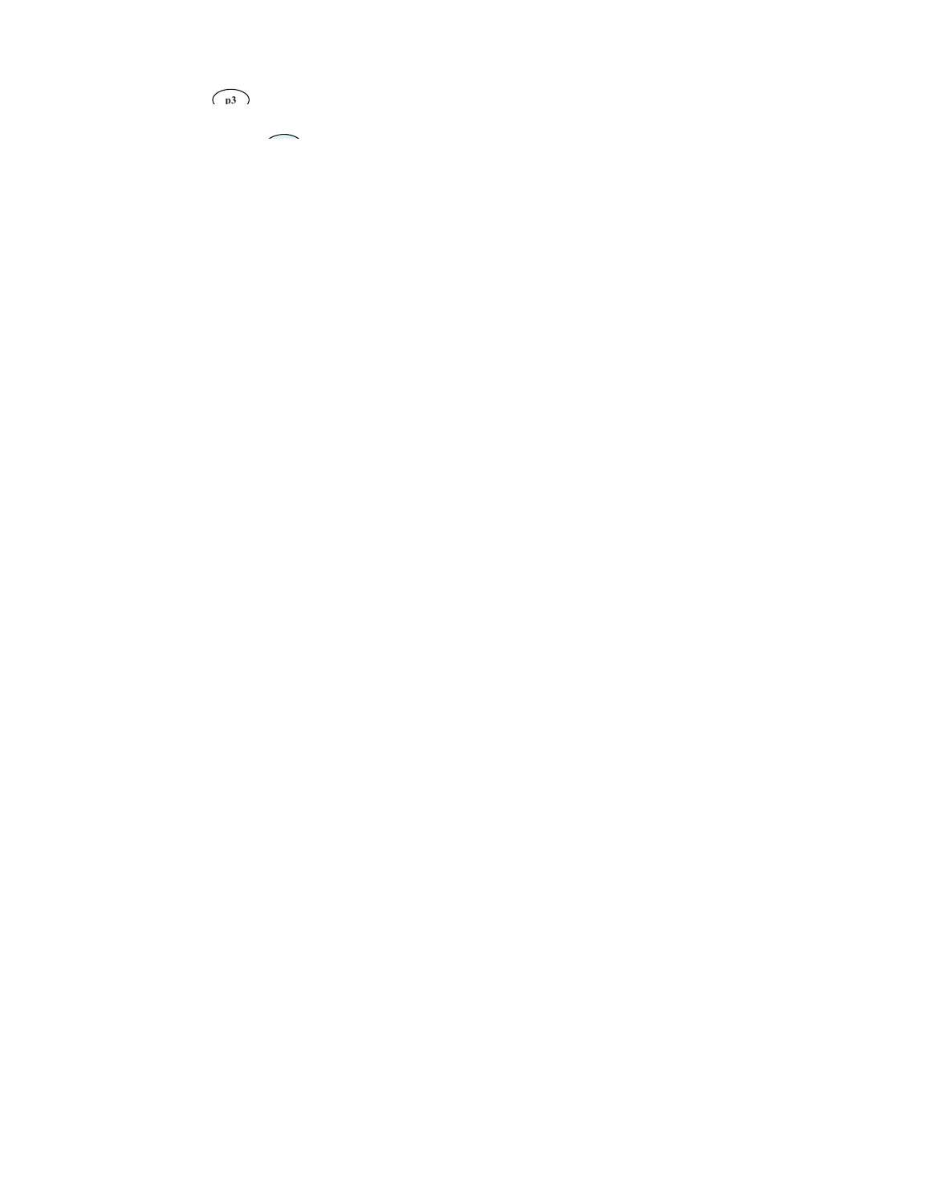p3